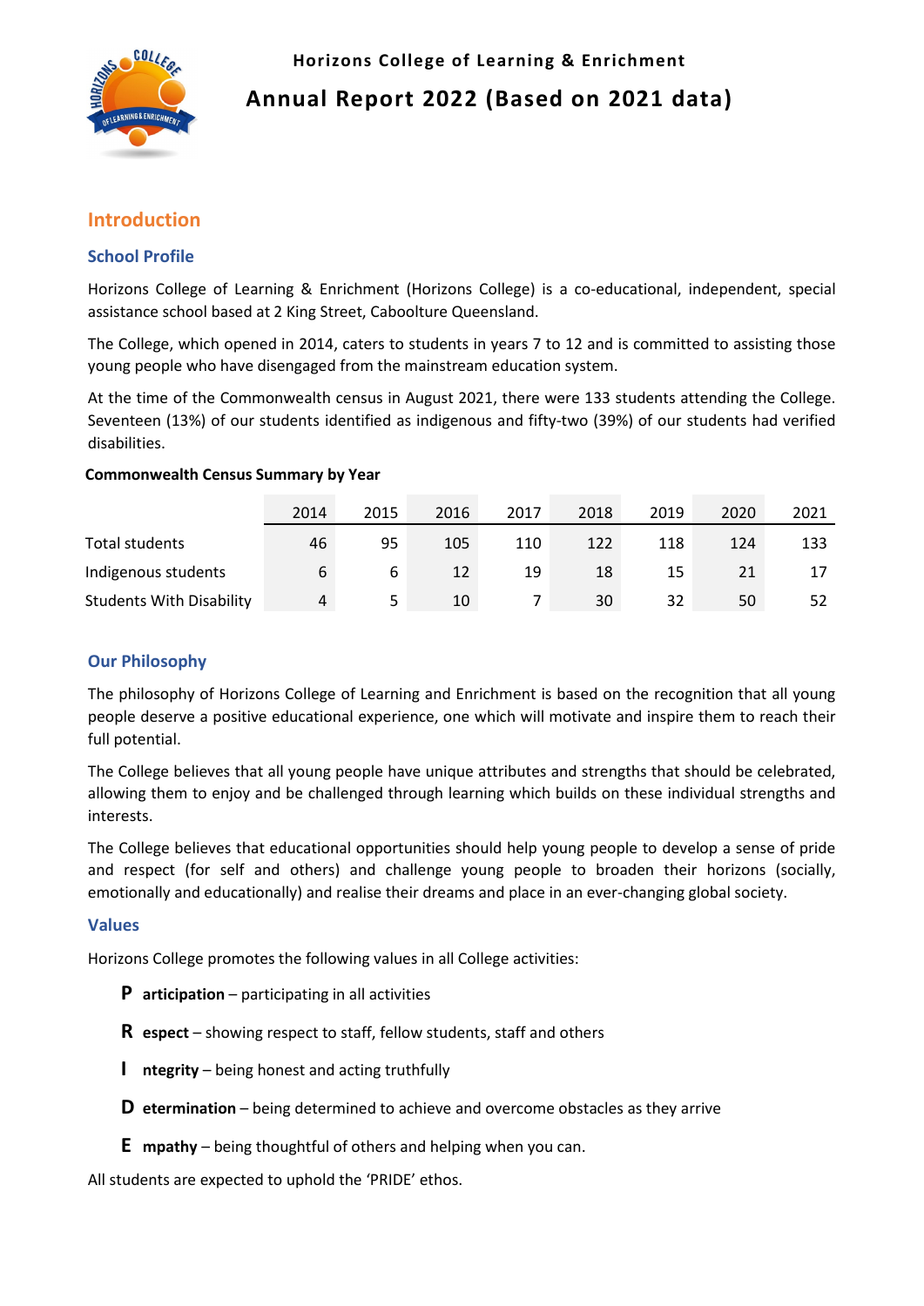Horizons College of Learning & Enrichment

# Annual Report 2022 (Based on 2021 data)

## Introduction

### School Profile

Horizons College of Learning & Enrichment (Horizons College) is a co-educational, independent, special assistance school based at 2 King Street, Caboolture Queensland.

The College, which opened in 2014, caters to students in years 7 to 12 and is committed to assisting those young people who have disengaged from the mainstream education system.

At the time of the Commonwealth census in August 2021, there were 133 students attending the College. Seventeen (13%) of our students identified as indigenous and fifty-two (39%) of our students had verified disabilities.

**Commonwealth Census Summary by Year**

| | 2014 | 2015 | 2016 | 2017 | 2018 | 2019 | 2020 | 2021 |
|---|---|---|---|---|---|---|---|---|
| Total students | 46 | 95 | 105 | 110 | 122 | 118 | 124 | 133 |
| Indigenous students | 6 | 6 | 12 | 19 | 18 | 15 | 21 | 17 |
| Students With Disability | 4 | 5 | 10 | 7 | 30 | 32 | 50 | 52 |

### Our Philosophy

The philosophy of Horizons College of Learning and Enrichment is based on the recognition that all young people deserve a positive educational experience, one which will motivate and inspire them to reach their full potential.

The College believes that all young people have unique attributes and strengths that should be celebrated, allowing them to enjoy and be challenged through learning which builds on these individual strengths and interests.

The College believes that educational opportunities should help young people to develop a sense of pride and respect (for self and others) and challenge young people to broaden their horizons (socially, emotionally and educationally) and realise their dreams and place in an ever-changing global society.

### Values

Horizons College promotes the following values in all College activities:

- **P articipation** – participating in all activities
- **R espect** – showing respect to staff, fellow students, staff and others
- **I ntegrity** – being honest and acting truthfully
- **D etermination** – being determined to achieve and overcome obstacles as they arrive
- **E mpathy** – being thoughtful of others and helping when you can.

All students are expected to uphold the 'PRIDE' ethos.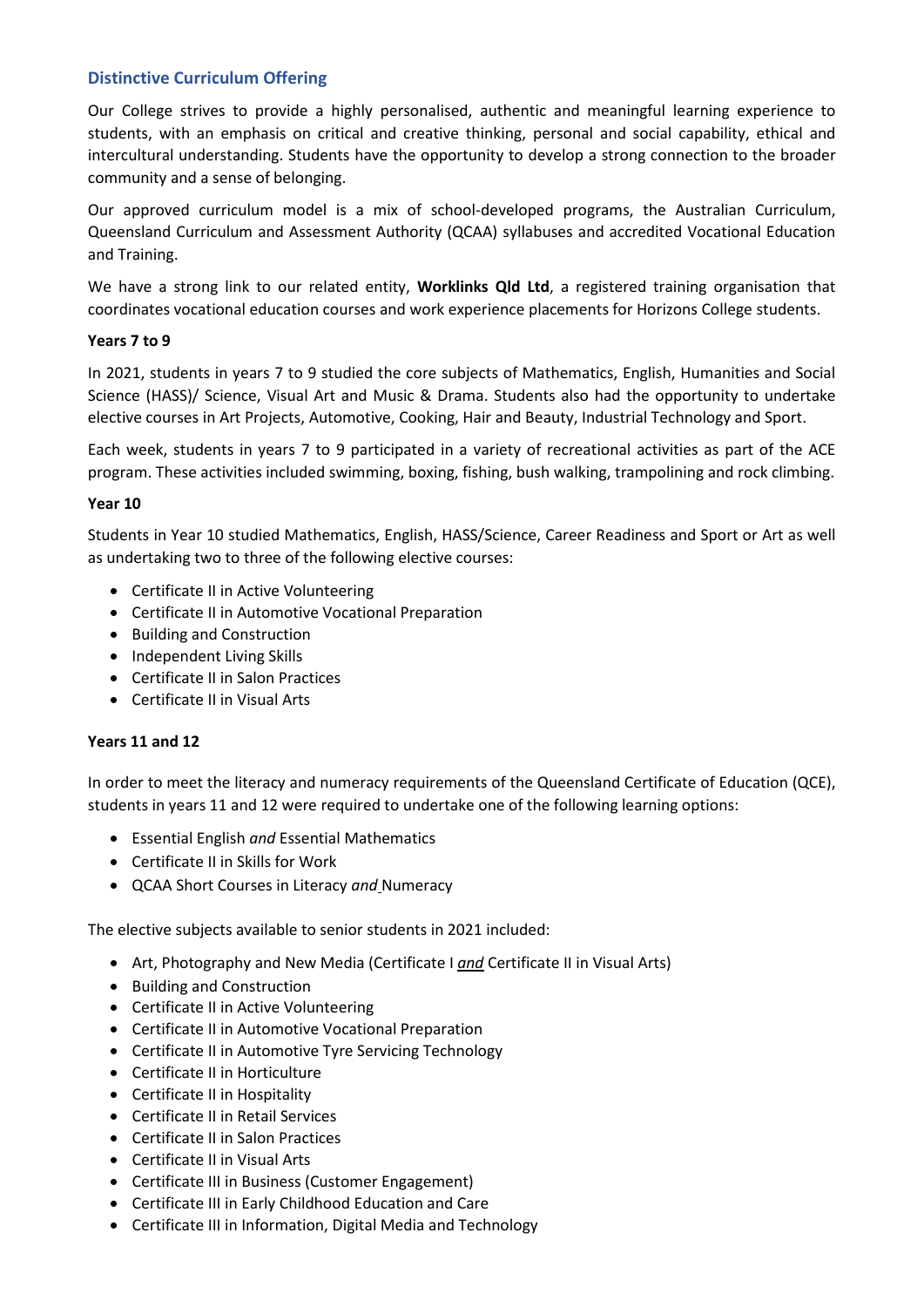## Distinctive Curriculum Offering

Our College strives to provide a highly personalised, authentic and meaningful learning experience to students, with an emphasis on critical and creative thinking, personal and social capability, ethical and intercultural understanding. Students have the opportunity to develop a strong connection to the broader community and a sense of belonging.

Our approved curriculum model is a mix of school-developed programs, the Australian Curriculum, Queensland Curriculum and Assessment Authority (QCAA) syllabuses and accredited Vocational Education and Training.

We have a strong link to our related entity, **Worklinks Qld Ltd**, a registered training organisation that coordinates vocational education courses and work experience placements for Horizons College students.

### Years 7 to 9

In 2021, students in years 7 to 9 studied the core subjects of Mathematics, English, Humanities and Social Science (HASS)/ Science, Visual Art and Music & Drama. Students also had the opportunity to undertake elective courses in Art Projects, Automotive, Cooking, Hair and Beauty, Industrial Technology and Sport.

Each week, students in years 7 to 9 participated in a variety of recreational activities as part of the ACE program. These activities included swimming, boxing, fishing, bush walking, trampolining and rock climbing.

### Year 10

Students in Year 10 studied Mathematics, English, HASS/Science, Career Readiness and Sport or Art as well as undertaking two to three of the following elective courses:

- Certificate II in Active Volunteering
- Certificate II in Automotive Vocational Preparation
- Building and Construction
- Independent Living Skills
- Certificate II in Salon Practices
- Certificate II in Visual Arts

### Years 11 and 12

In order to meet the literacy and numeracy requirements of the Queensland Certificate of Education (QCE), students in years 11 and 12 were required to undertake one of the following learning options:

- Essential English *and* Essential Mathematics
- Certificate II in Skills for Work
- QCAA Short Courses in Literacy *and* Numeracy

The elective subjects available to senior students in 2021 included:

- Art, Photography and New Media (Certificate I ***and*** Certificate II in Visual Arts)
- Building and Construction
- Certificate II in Active Volunteering
- Certificate II in Automotive Vocational Preparation
- Certificate II in Automotive Tyre Servicing Technology
- Certificate II in Horticulture
- Certificate II in Hospitality
- Certificate II in Retail Services
- Certificate II in Salon Practices
- Certificate II in Visual Arts
- Certificate III in Business (Customer Engagement)
- Certificate III in Early Childhood Education and Care
- Certificate III in Information, Digital Media and Technology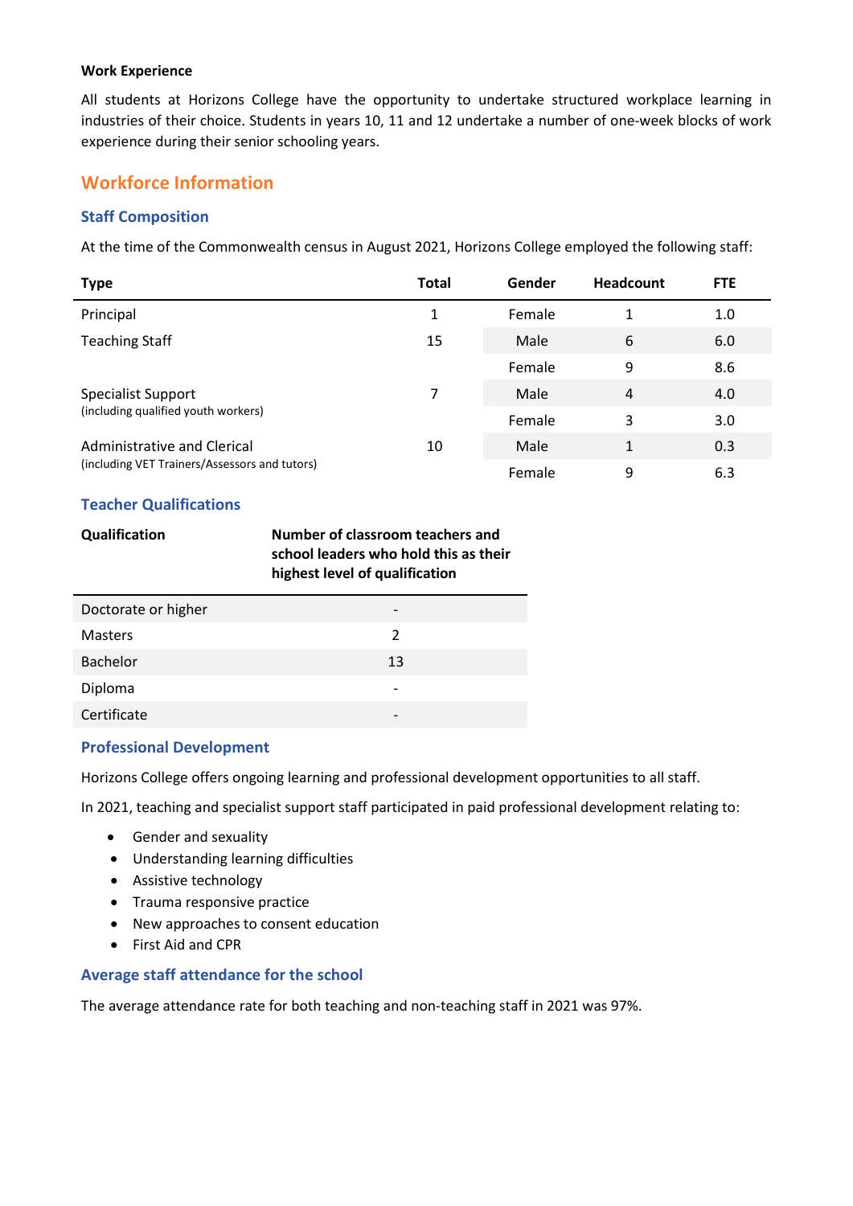**Work Experience**

All students at Horizons College have the opportunity to undertake structured workplace learning in industries of their choice. Students in years 10, 11 and 12 undertake a number of one-week blocks of work experience during their senior schooling years.

## Workforce Information

### Staff Composition

At the time of the Commonwealth census in August 2021, Horizons College employed the following staff:

| Type | Total | Gender | Headcount | FTE |
|---|---|---|---|---|
| Principal | 1 | Female | 1 | 1.0 |
| Teaching Staff | 15 | Male | 6 | 6.0 |
| | | Female | 9 | 8.6 |
| Specialist Support (including qualified youth workers) | 7 | Male | 4 | 4.0 |
| | | Female | 3 | 3.0 |
| Administrative and Clerical (including VET Trainers/Assessors and tutors) | 10 | Male | 1 | 0.3 |
| | | Female | 9 | 6.3 |

### Teacher Qualifications

| Qualification | Number of classroom teachers and school leaders who hold this as their highest level of qualification |
|---|---|
| Doctorate or higher | - |
| Masters | 2 |
| Bachelor | 13 |
| Diploma | - |
| Certificate | - |

### Professional Development

Horizons College offers ongoing learning and professional development opportunities to all staff.

In 2021, teaching and specialist support staff participated in paid professional development relating to:

- Gender and sexuality
- Understanding learning difficulties
- Assistive technology
- Trauma responsive practice
- New approaches to consent education
- First Aid and CPR

### Average staff attendance for the school

The average attendance rate for both teaching and non-teaching staff in 2021 was 97%.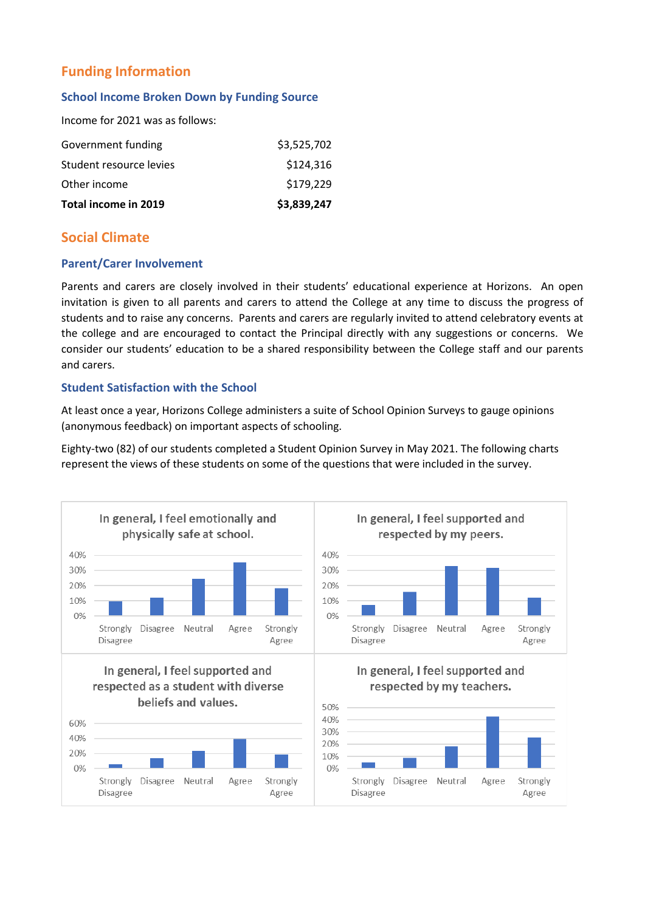## Funding Information

### School Income Broken Down by Funding Source

Income for 2021 was as follows:

| | |
|---|---|
| Government funding | $3,525,702 |
| Student resource levies | $124,316 |
| Other income | $179,229 |
| **Total income in 2019** | **$3,839,247** |

## Social Climate

### Parent/Carer Involvement

Parents and carers are closely involved in their students' educational experience at Horizons. An open invitation is given to all parents and carers to attend the College at any time to discuss the progress of students and to raise any concerns. Parents and carers are regularly invited to attend celebratory events at the college and are encouraged to contact the Principal directly with any suggestions or concerns. We consider our students' education to be a shared responsibility between the College staff and our parents and carers.

### Student Satisfaction with the School

At least once a year, Horizons College administers a suite of School Opinion Surveys to gauge opinions (anonymous feedback) on important aspects of schooling.

Eighty-two (82) of our students completed a Student Opinion Survey in May 2021. The following charts represent the views of these students on some of the questions that were included in the survey.

In general, I feel emotionally and physically safe at school.

In general, I feel supported and respected by my peers.

In general, I feel supported and respected as a student with diverse beliefs and values.

In general, I feel supported and respected by my teachers.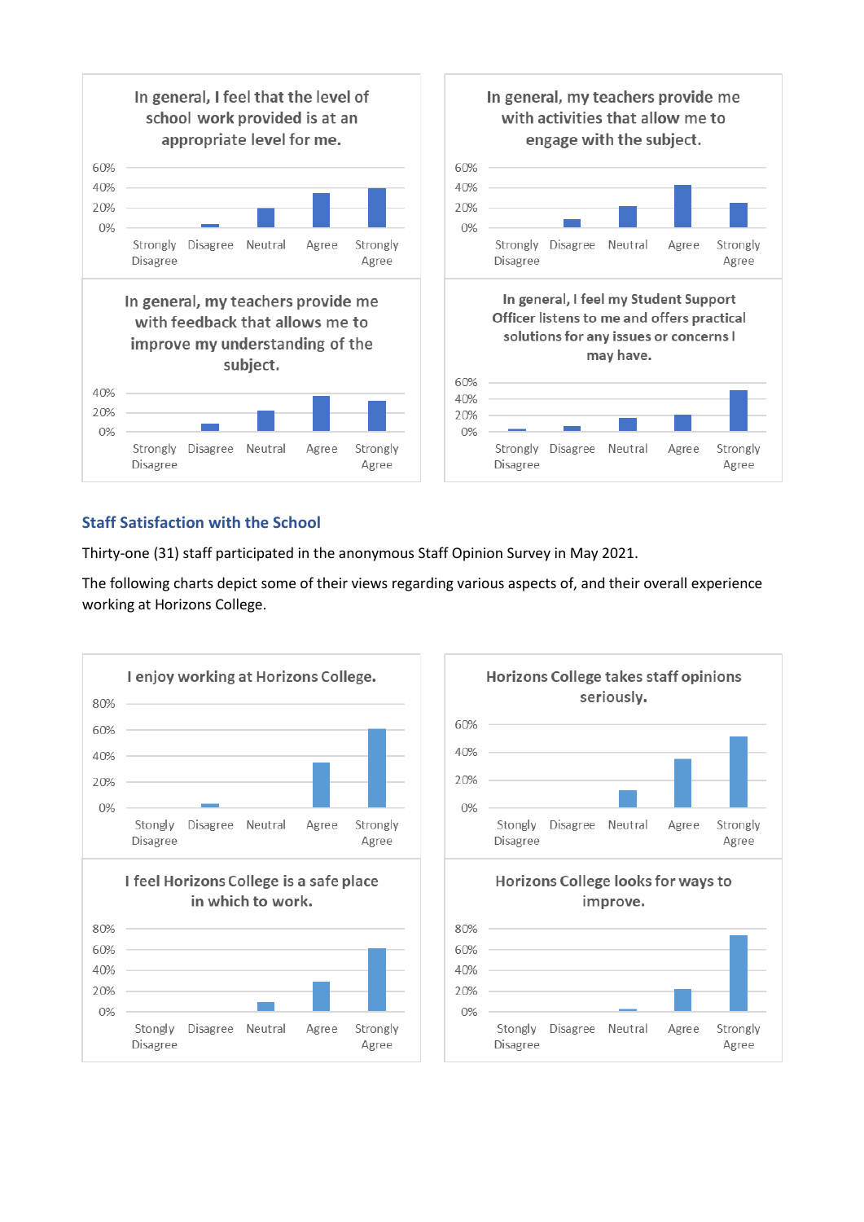**In general, I feel that the level of school work provided is at an appropriate level for me.**

**In general, my teachers provide me with activities that allow me to engage with the subject.**

**In general, my teachers provide me with feedback that allows me to improve my understanding of the subject.**

**In general, I feel my Student Support Officer listens to me and offers practical solutions for any issues or concerns I may have.**

## Staff Satisfaction with the School

Thirty-one (31) staff participated in the anonymous Staff Opinion Survey in May 2021.

The following charts depict some of their views regarding various aspects of, and their overall experience working at Horizons College.

**I enjoy working at Horizons College.**

**Horizons College takes staff opinions seriously.**

**I feel Horizons College is a safe place in which to work.**

**Horizons College looks for ways to improve.**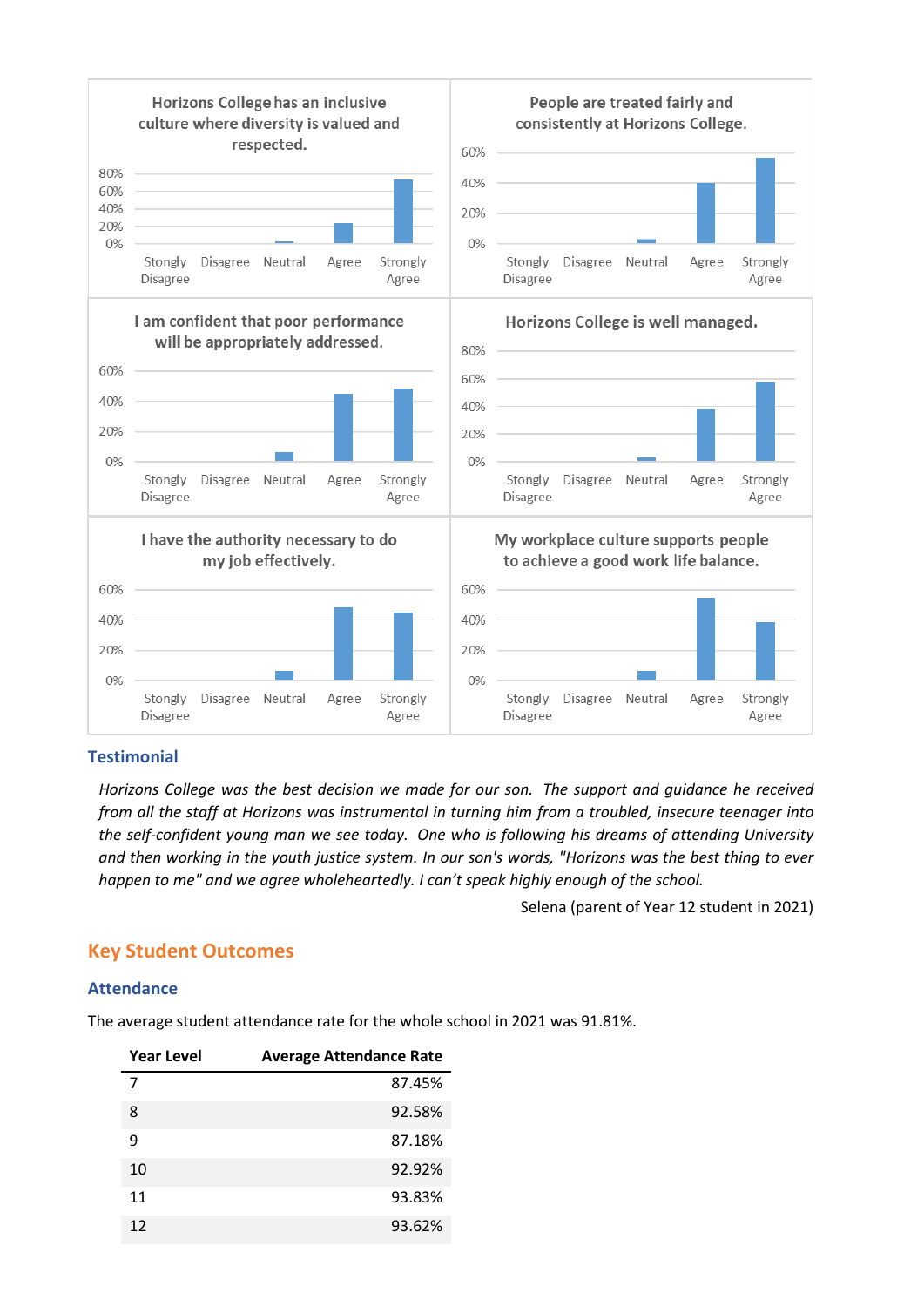Horizons College has an inclusive culture where diversity is valued and respected.

People are treated fairly and consistently at Horizons College.

I am confident that poor performance will be appropriately addressed.

Horizons College is well managed.

I have the authority necessary to do my job effectively.

My workplace culture supports people to achieve a good work life balance.

### Testimonial

*Horizons College was the best decision we made for our son. The support and guidance he received from all the staff at Horizons was instrumental in turning him from a troubled, insecure teenager into the self-confident young man we see today. One who is following his dreams of attending University and then working in the youth justice system. In our son's words, "Horizons was the best thing to ever happen to me" and we agree wholeheartedly. I can't speak highly enough of the school.*

Selena (parent of Year 12 student in 2021)

## Key Student Outcomes

### Attendance

The average student attendance rate for the whole school in 2021 was 91.81%.

| Year Level | Average Attendance Rate |
|---|---|
| 7 | 87.45% |
| 8 | 92.58% |
| 9 | 87.18% |
| 10 | 92.92% |
| 11 | 93.83% |
| 12 | 93.62% |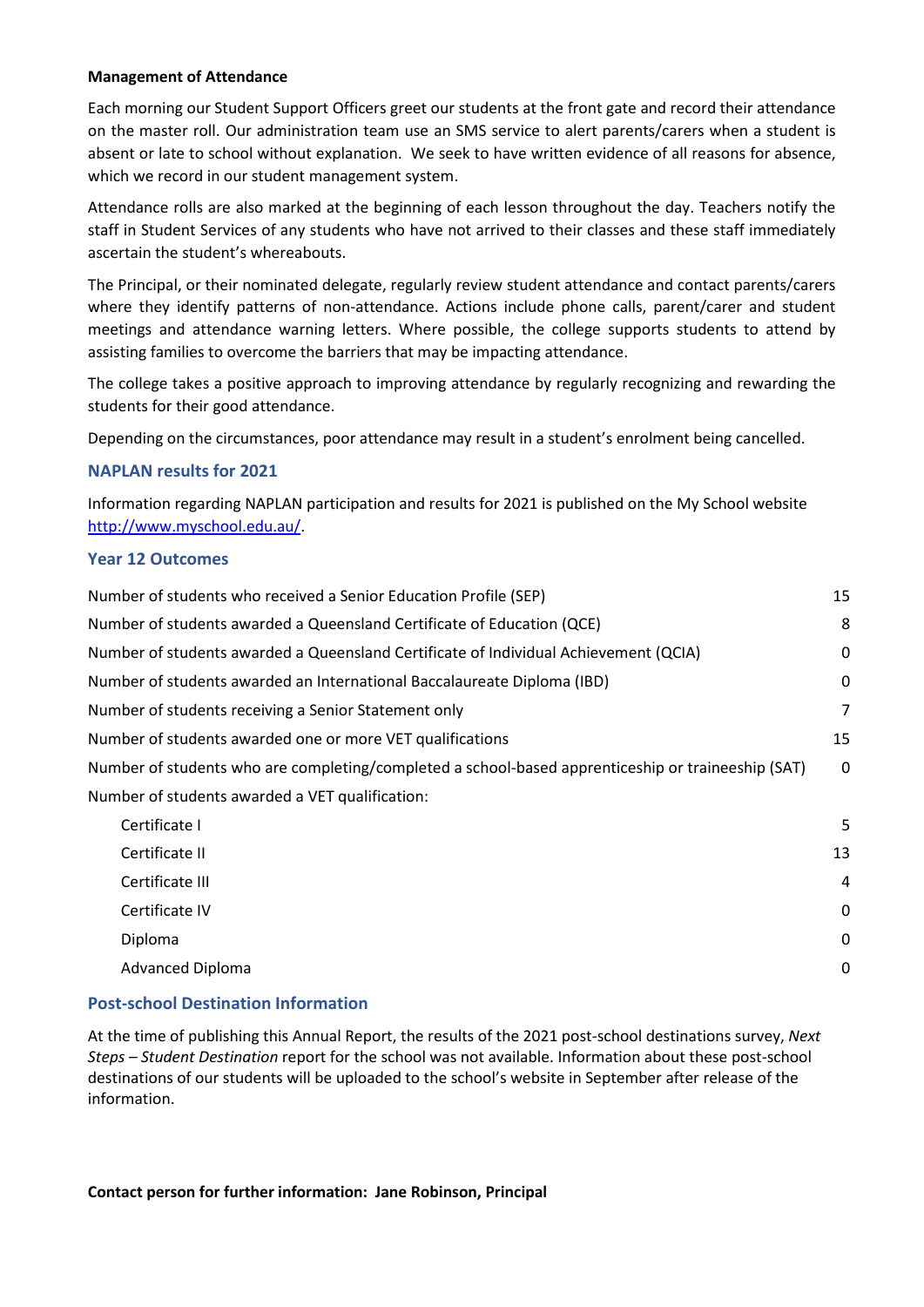**Management of Attendance**

Each morning our Student Support Officers greet our students at the front gate and record their attendance on the master roll. Our administration team use an SMS service to alert parents/carers when a student is absent or late to school without explanation. We seek to have written evidence of all reasons for absence, which we record in our student management system.

Attendance rolls are also marked at the beginning of each lesson throughout the day. Teachers notify the staff in Student Services of any students who have not arrived to their classes and these staff immediately ascertain the student's whereabouts.

The Principal, or their nominated delegate, regularly review student attendance and contact parents/carers where they identify patterns of non-attendance. Actions include phone calls, parent/carer and student meetings and attendance warning letters. Where possible, the college supports students to attend by assisting families to overcome the barriers that may be impacting attendance.

The college takes a positive approach to improving attendance by regularly recognizing and rewarding the students for their good attendance.

Depending on the circumstances, poor attendance may result in a student's enrolment being cancelled.

## NAPLAN results for 2021

Information regarding NAPLAN participation and results for 2021 is published on the My School website http://www.myschool.edu.au/.

## Year 12 Outcomes

| | |
|---|---|
| Number of students who received a Senior Education Profile (SEP) | 15 |
| Number of students awarded a Queensland Certificate of Education (QCE) | 8 |
| Number of students awarded a Queensland Certificate of Individual Achievement (QCIA) | 0 |
| Number of students awarded an International Baccalaureate Diploma (IBD) | 0 |
| Number of students receiving a Senior Statement only | 7 |
| Number of students awarded one or more VET qualifications | 15 |
| Number of students who are completing/completed a school-based apprenticeship or traineeship (SAT) | 0 |
| Number of students awarded a VET qualification: | |
| Certificate I | 5 |
| Certificate II | 13 |
| Certificate III | 4 |
| Certificate IV | 0 |
| Diploma | 0 |
| Advanced Diploma | 0 |

## Post-school Destination Information

At the time of publishing this Annual Report, the results of the 2021 post-school destinations survey, *Next Steps – Student Destination* report for the school was not available. Information about these post-school destinations of our students will be uploaded to the school's website in September after release of the information.

**Contact person for further information: Jane Robinson, Principal**